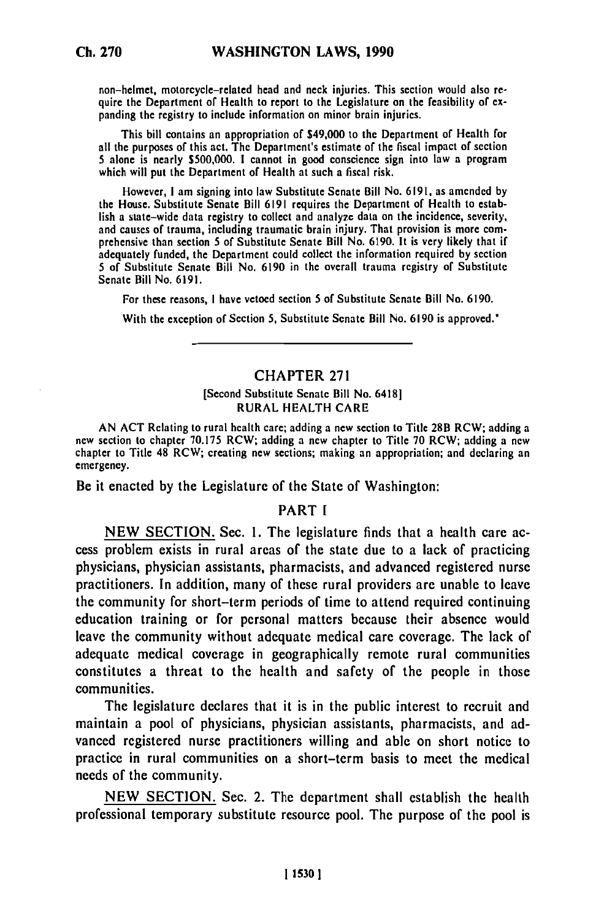non-helmet, motorcycle-related head and neck injuries. This section would also require the Department of Health to report to the Legislature on the feasibility of expanding the registry to include information on minor brain injuries.

This bill contains an appropriation of $49,000 to the Department of Health for all the purposes of this act. The Department's estimate of the fiscal impact of section 5 alone is nearly $500,000. I cannot in good conscience sign into law a program which will put the Department of Health at such a fiscal risk.

However, I am signing into law Substitute Senate Bill No. 6191, as amended by the House. Substitute Senate Bill 6191 requires the Department of Health to establish a state-wide data registry to collect and analyze data on the incidence, severity, and causes of trauma, including traumatic brain injury. That provision is more comprehensive than section 5 of Substitute Senate Bill No. 6190. It is very likely that if adequately funded, the Department could collect the information required by section 5 of Substitute Senate Bill No. 6190 in the overall trauma registry of Substitute Senate Bill No. 6191.

For these reasons, I have vetoed section 5 of Substitute Senate Bill No. 6190.

With the exception of Section 5, Substitute Senate Bill No. 6190 is approved."

---

## CHAPTER 271

[Second Substitute Senate Bill No. 6418]

RURAL HEALTH CARE

AN ACT Relating to rural health care; adding a new section to Title 28B RCW; adding a new section to chapter 70.175 RCW; adding a new chapter to Title 70 RCW; adding a new chapter to Title 48 RCW; creating new sections; making an appropriation; and declaring an emergency.

Be it enacted by the Legislature of the State of Washington:

### PART I

NEW SECTION. Sec. 1. The legislature finds that a health care access problem exists in rural areas of the state due to a lack of practicing physicians, physician assistants, pharmacists, and advanced registered nurse practitioners. In addition, many of these rural providers are unable to leave the community for short-term periods of time to attend required continuing education training or for personal matters because their absence would leave the community without adequate medical care coverage. The lack of adequate medical coverage in geographically remote rural communities constitutes a threat to the health and safety of the people in those communities.

The legislature declares that it is in the public interest to recruit and maintain a pool of physicians, physician assistants, pharmacists, and advanced registered nurse practitioners willing and able on short notice to practice in rural communities on a short-term basis to meet the medical needs of the community.

NEW SECTION. Sec. 2. The department shall establish the health professional temporary substitute resource pool. The purpose of the pool is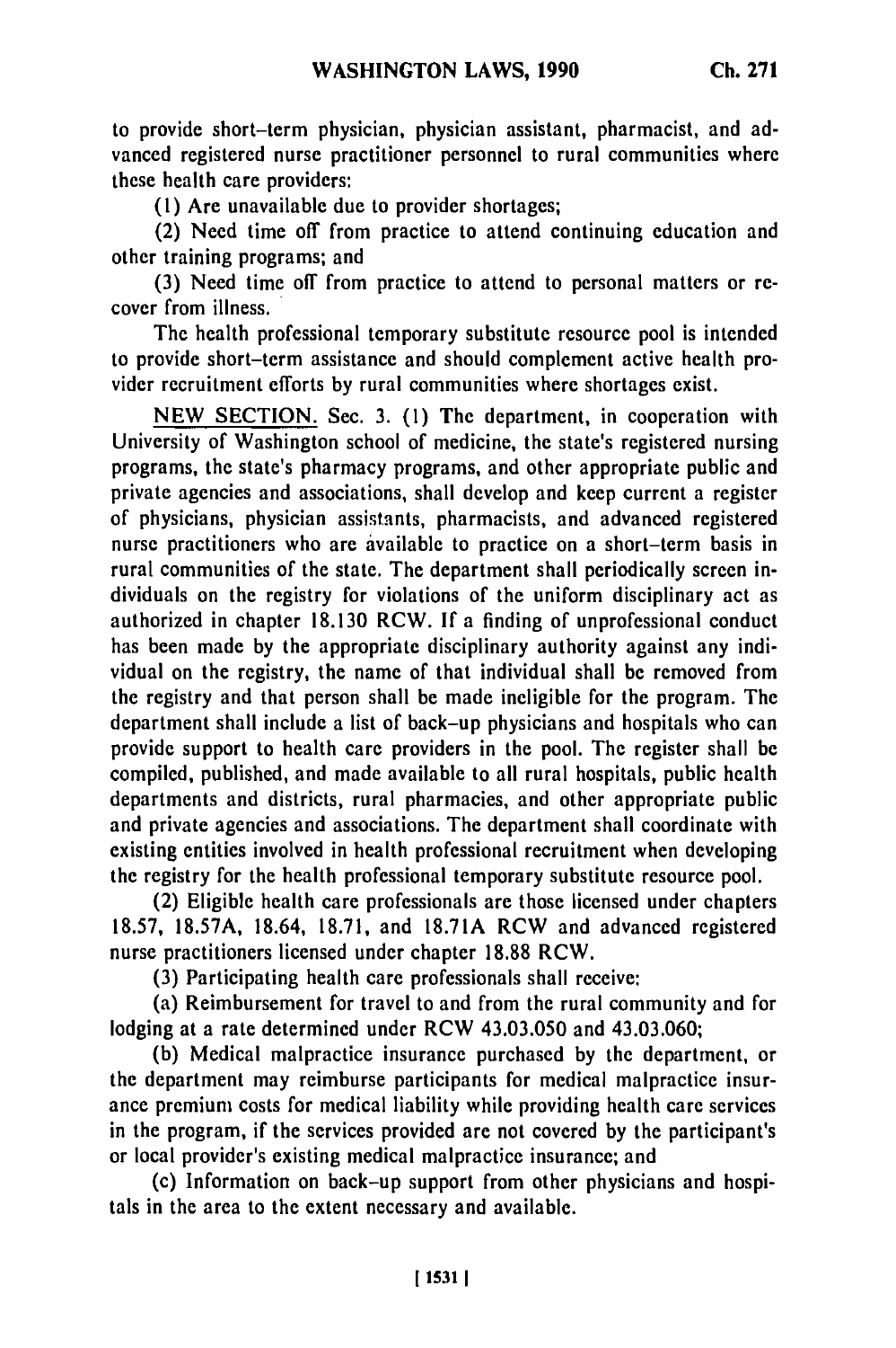to provide short-term physician, physician assistant, pharmacist, and advanced registered nurse practitioner personnel to rural communities where these health care providers:

(1) Are unavailable due to provider shortages;

(2) Need time off from practice to attend continuing education and other training programs; and

(3) Need time off from practice to attend to personal matters or recover from illness.

The health professional temporary substitute resource pool is intended to provide short-term assistance and should complement active health provider recruitment efforts by rural communities where shortages exist.

NEW SECTION. Sec. 3. (1) The department, in cooperation with University of Washington school of medicine, the state's registered nursing programs, the state's pharmacy programs, and other appropriate public and private agencies and associations, shall develop and keep current a register of physicians, physician assistants, pharmacists, and advanced registered nurse practitioners who are available to practice on a short-term basis in rural communities of the state. The department shall periodically screen individuals on the registry for violations of the uniform disciplinary act as authorized in chapter 18.130 RCW. If a finding of unprofessional conduct has been made by the appropriate disciplinary authority against any individual on the registry, the name of that individual shall be removed from the registry and that person shall be made ineligible for the program. The department shall include a list of back-up physicians and hospitals who can provide support to health care providers in the pool. The register shall be compiled, published, and made available to all rural hospitals, public health departments and districts, rural pharmacies, and other appropriate public and private agencies and associations. The department shall coordinate with existing entities involved in health professional recruitment when developing the registry for the health professional temporary substitute resource pool.

(2) Eligible health care professionals are those licensed under chapters 18.57, 18.57A, 18.64, 18.71, and 18.71A RCW and advanced registered nurse practitioners licensed under chapter 18.88 RCW.

(3) Participating health care professionals shall receive:

(a) Reimbursement for travel to and from the rural community and for lodging at a rate determined under RCW 43.03.050 and 43.03.060;

(b) Medical malpractice insurance purchased by the department, or the department may reimburse participants for medical malpractice insurance premium costs for medical liability while providing health care services in the program, if the services provided are not covered by the participant's or local provider's existing medical malpractice insurance; and

(c) Information on back-up support from other physicians and hospitals in the area to the extent necessary and available.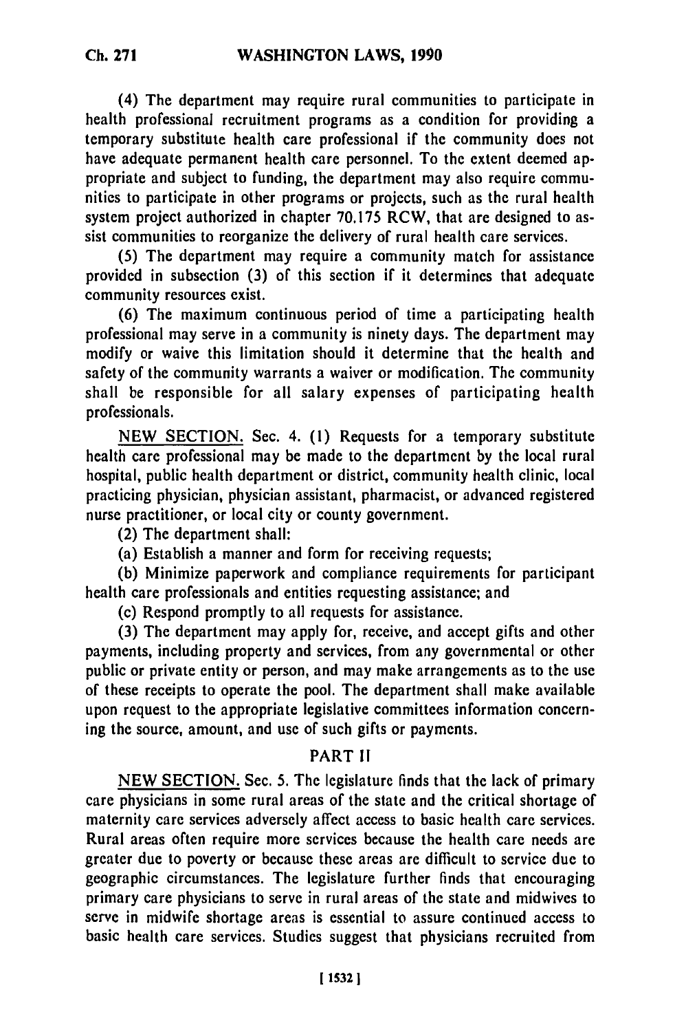(4) The department may require rural communities to participate in health professional recruitment programs as a condition for providing a temporary substitute health care professional if the community does not have adequate permanent health care personnel. To the extent deemed appropriate and subject to funding, the department may also require communities to participate in other programs or projects, such as the rural health system project authorized in chapter 70.175 RCW, that are designed to assist communities to reorganize the delivery of rural health care services.

(5) The department may require a community match for assistance provided in subsection (3) of this section if it determines that adequate community resources exist.

(6) The maximum continuous period of time a participating health professional may serve in a community is ninety days. The department may modify or waive this limitation should it determine that the health and safety of the community warrants a waiver or modification. The community shall be responsible for all salary expenses of participating health professionals.

NEW SECTION. Sec. 4. (1) Requests for a temporary substitute health care professional may be made to the department by the local rural hospital, public health department or district, community health clinic, local practicing physician, physician assistant, pharmacist, or advanced registered nurse practitioner, or local city or county government.

(2) The department shall:

(a) Establish a manner and form for receiving requests;

(b) Minimize paperwork and compliance requirements for participant health care professionals and entities requesting assistance; and

(c) Respond promptly to all requests for assistance.

(3) The department may apply for, receive, and accept gifts and other payments, including property and services, from any governmental or other public or private entity or person, and may make arrangements as to the use of these receipts to operate the pool. The department shall make available upon request to the appropriate legislative committees information concerning the source, amount, and use of such gifts or payments.

## PART II

NEW SECTION. Sec. 5. The legislature finds that the lack of primary care physicians in some rural areas of the state and the critical shortage of maternity care services adversely affect access to basic health care services. Rural areas often require more services because the health care needs are greater due to poverty or because these areas are difficult to service due to geographic circumstances. The legislature further finds that encouraging primary care physicians to serve in rural areas of the state and midwives to serve in midwife shortage areas is essential to assure continued access to basic health care services. Studies suggest that physicians recruited from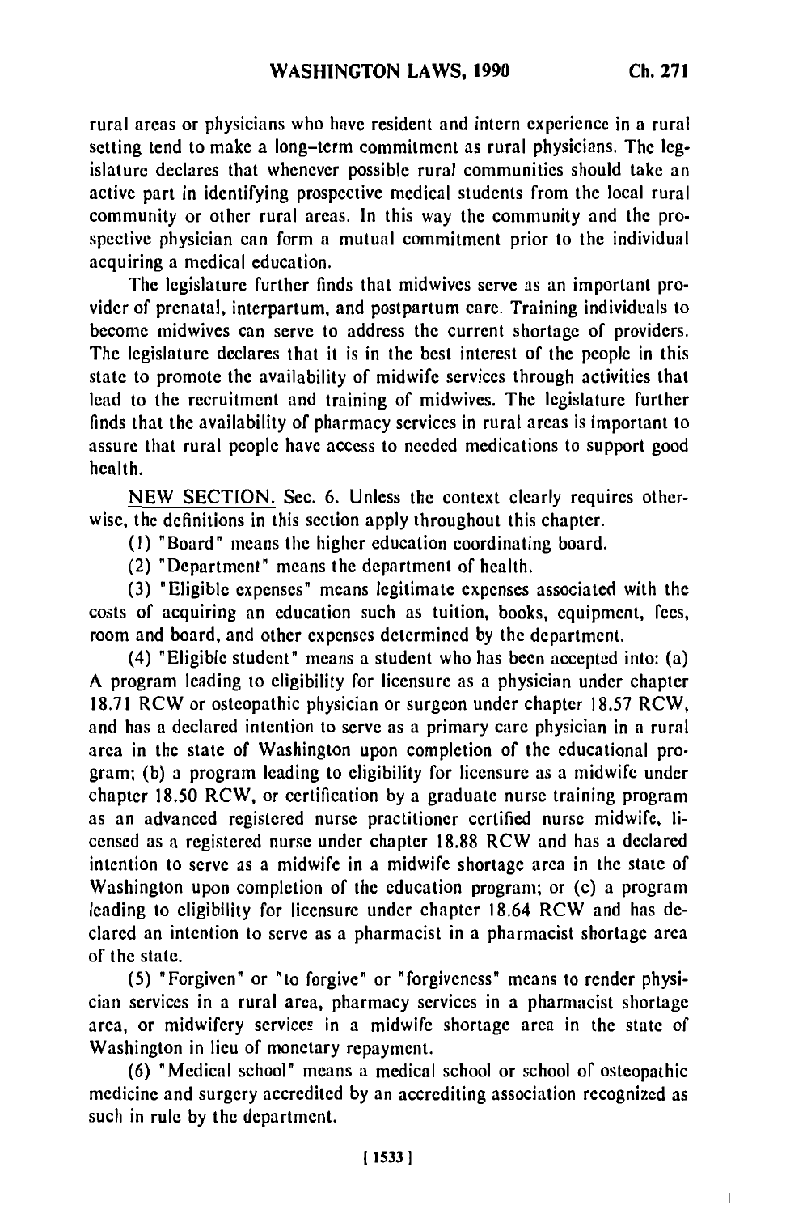rural areas or physicians who have resident and intern experience in a rural setting tend to make a long-term commitment as rural physicians. The legislature declares that whenever possible rural communities should take an active part in identifying prospective medical students from the local rural community or other rural areas. In this way the community and the prospective physician can form a mutual commitment prior to the individual acquiring a medical education.

The legislature further finds that midwives serve as an important provider of prenatal, interpartum, and postpartum care. Training individuals to become midwives can serve to address the current shortage of providers. The legislature declares that it is in the best interest of the people in this state to promote the availability of midwife services through activities that lead to the recruitment and training of midwives. The legislature further finds that the availability of pharmacy services in rural areas is important to assure that rural people have access to needed medications to support good health.

NEW SECTION. Sec. 6. Unless the context clearly requires otherwise, the definitions in this section apply throughout this chapter.

(1) "Board" means the higher education coordinating board.

(2) "Department" means the department of health.

(3) "Eligible expenses" means legitimate expenses associated with the costs of acquiring an education such as tuition, books, equipment, fees, room and board, and other expenses determined by the department.

(4) "Eligible student" means a student who has been accepted into: (a) A program leading to eligibility for licensure as a physician under chapter 18.71 RCW or osteopathic physician or surgeon under chapter 18.57 RCW, and has a declared intention to serve as a primary care physician in a rural area in the state of Washington upon completion of the educational program; (b) a program leading to eligibility for licensure as a midwife under chapter 18.50 RCW, or certification by a graduate nurse training program as an advanced registered nurse practitioner certified nurse midwife, licensed as a registered nurse under chapter 18.88 RCW and has a declared intention to serve as a midwife in a midwife shortage area in the state of Washington upon completion of the education program; or (c) a program leading to eligibility for licensure under chapter 18.64 RCW and has declared an intention to serve as a pharmacist in a pharmacist shortage area of the state.

(5) "Forgiven" or "to forgive" or "forgiveness" means to render physician services in a rural area, pharmacy services in a pharmacist shortage area, or midwifery services in a midwife shortage area in the state of Washington in lieu of monetary repayment.

(6) "Medical school" means a medical school or school of osteopathic medicine and surgery accredited by an accrediting association recognized as such in rule by the department.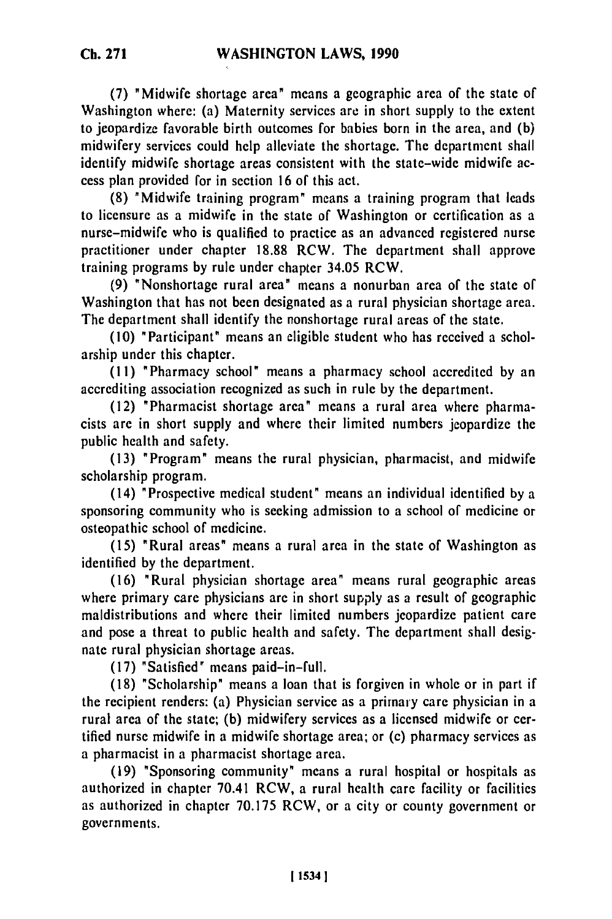(7) "Midwife shortage area" means a geographic area of the state of Washington where: (a) Maternity services are in short supply to the extent to jeopardize favorable birth outcomes for babies born in the area, and (b) midwifery services could help alleviate the shortage. The department shall identify midwife shortage areas consistent with the state-wide midwife access plan provided for in section 16 of this act.

(8) "Midwife training program" means a training program that leads to licensure as a midwife in the state of Washington or certification as a nurse-midwife who is qualified to practice as an advanced registered nurse practitioner under chapter 18.88 RCW. The department shall approve training programs by rule under chapter 34.05 RCW.

(9) "Nonshortage rural area" means a nonurban area of the state of Washington that has not been designated as a rural physician shortage area. The department shall identify the nonshortage rural areas of the state.

(10) "Participant" means an eligible student who has received a scholarship under this chapter.

(11) "Pharmacy school" means a pharmacy school accredited by an accrediting association recognized as such in rule by the department.

(12) "Pharmacist shortage area" means a rural area where pharmacists are in short supply and where their limited numbers jeopardize the public health and safety.

(13) "Program" means the rural physician, pharmacist, and midwife scholarship program.

(14) "Prospective medical student" means an individual identified by a sponsoring community who is seeking admission to a school of medicine or osteopathic school of medicine.

(15) "Rural areas" means a rural area in the state of Washington as identified by the department.

(16) "Rural physician shortage area" means rural geographic areas where primary care physicians are in short supply as a result of geographic maldistributions and where their limited numbers jeopardize patient care and pose a threat to public health and safety. The department shall designate rural physician shortage areas.

(17) "Satisfied" means paid-in-full.

(18) "Scholarship" means a loan that is forgiven in whole or in part if the recipient renders: (a) Physician service as a primary care physician in a rural area of the state; (b) midwifery services as a licensed midwife or certified nurse midwife in a midwife shortage area; or (c) pharmacy services as a pharmacist in a pharmacist shortage area.

(19) "Sponsoring community" means a rural hospital or hospitals as authorized in chapter 70.41 RCW, a rural health care facility or facilities as authorized in chapter 70.175 RCW, or a city or county government or governments.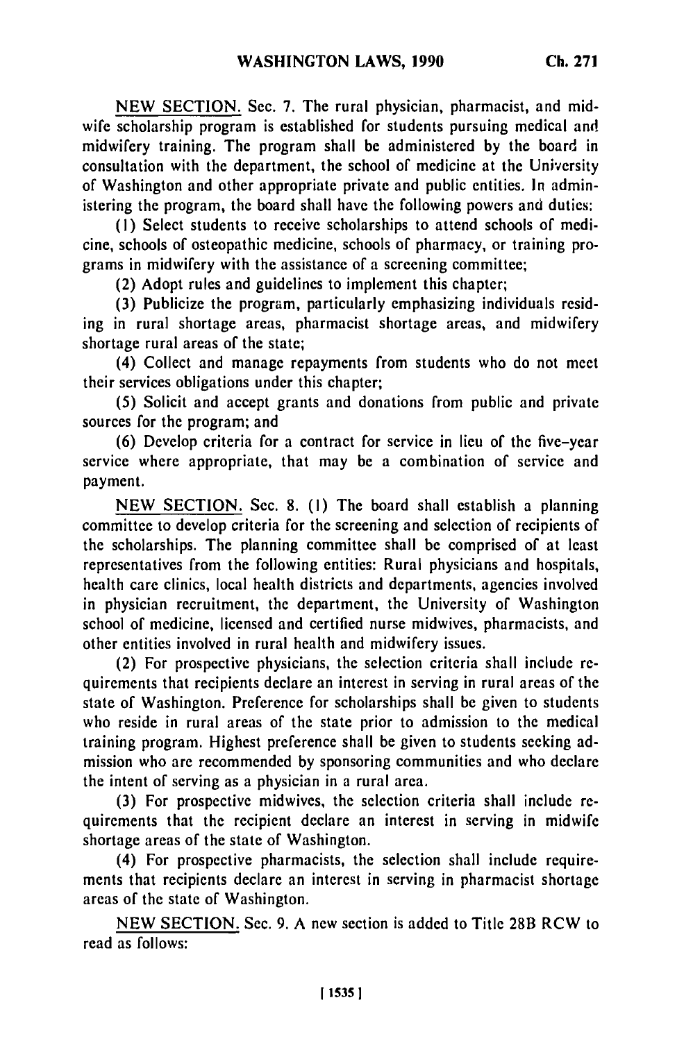NEW SECTION. Sec. 7. The rural physician, pharmacist, and midwife scholarship program is established for students pursuing medical and midwifery training. The program shall be administered by the board in consultation with the department, the school of medicine at the University of Washington and other appropriate private and public entities. In administering the program, the board shall have the following powers and duties:

(1) Select students to receive scholarships to attend schools of medicine, schools of osteopathic medicine, schools of pharmacy, or training programs in midwifery with the assistance of a screening committee;

(2) Adopt rules and guidelines to implement this chapter;

(3) Publicize the program, particularly emphasizing individuals residing in rural shortage areas, pharmacist shortage areas, and midwifery shortage rural areas of the state;

(4) Collect and manage repayments from students who do not meet their services obligations under this chapter;

(5) Solicit and accept grants and donations from public and private sources for the program; and

(6) Develop criteria for a contract for service in lieu of the five-year service where appropriate, that may be a combination of service and payment.

NEW SECTION. Sec. 8. (1) The board shall establish a planning committee to develop criteria for the screening and selection of recipients of the scholarships. The planning committee shall be comprised of at least representatives from the following entities: Rural physicians and hospitals, health care clinics, local health districts and departments, agencies involved in physician recruitment, the department, the University of Washington school of medicine, licensed and certified nurse midwives, pharmacists, and other entities involved in rural health and midwifery issues.

(2) For prospective physicians, the selection criteria shall include requirements that recipients declare an interest in serving in rural areas of the state of Washington. Preference for scholarships shall be given to students who reside in rural areas of the state prior to admission to the medical training program. Highest preference shall be given to students seeking admission who are recommended by sponsoring communities and who declare the intent of serving as a physician in a rural area.

(3) For prospective midwives, the selection criteria shall include requirements that the recipient declare an interest in serving in midwife shortage areas of the state of Washington.

(4) For prospective pharmacists, the selection shall include requirements that recipients declare an interest in serving in pharmacist shortage areas of the state of Washington.

NEW SECTION. Sec. 9. A new section is added to Title 28B RCW to read as follows: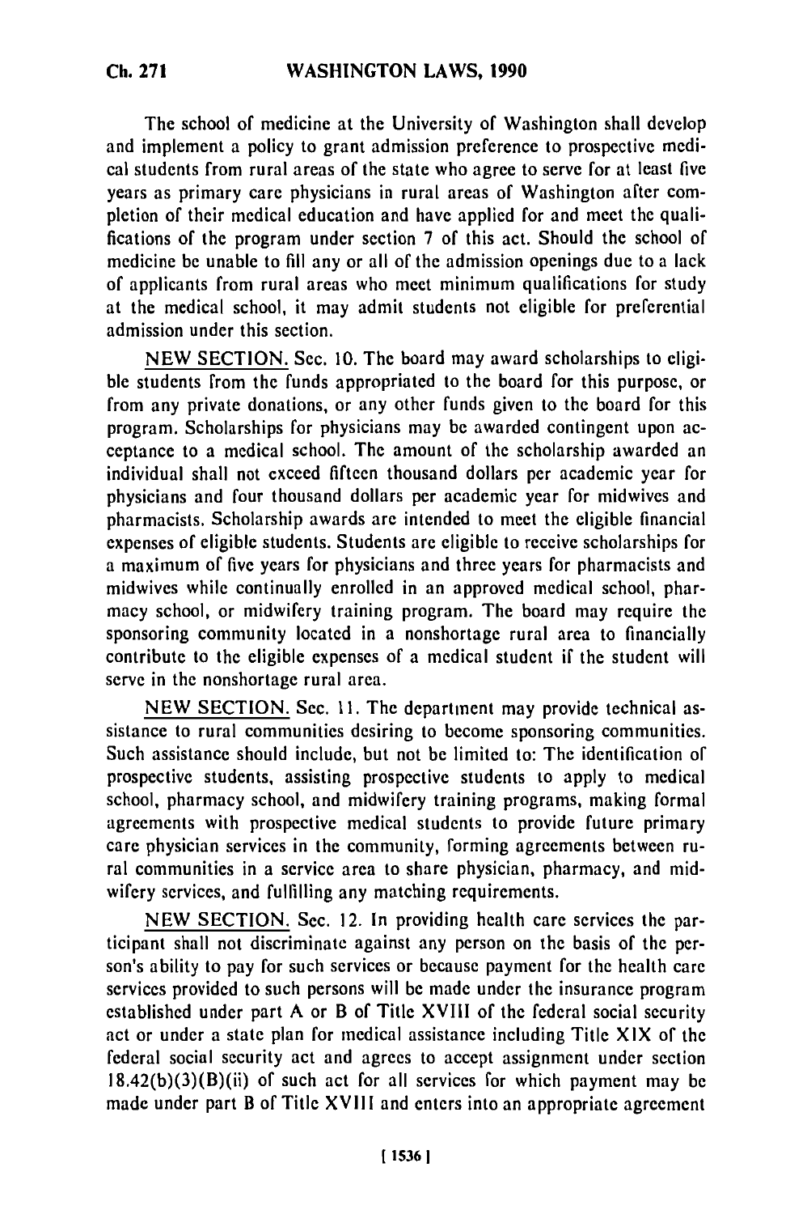The school of medicine at the University of Washington shall develop and implement a policy to grant admission preference to prospective medical students from rural areas of the state who agree to serve for at least five years as primary care physicians in rural areas of Washington after completion of their medical education and have applied for and meet the qualifications of the program under section 7 of this act. Should the school of medicine be unable to fill any or all of the admission openings due to a lack of applicants from rural areas who meet minimum qualifications for study at the medical school, it may admit students not eligible for preferential admission under this section.

NEW SECTION. Sec. 10. The board may award scholarships to eligible students from the funds appropriated to the board for this purpose, or from any private donations, or any other funds given to the board for this program. Scholarships for physicians may be awarded contingent upon acceptance to a medical school. The amount of the scholarship awarded an individual shall not exceed fifteen thousand dollars per academic year for physicians and four thousand dollars per academic year for midwives and pharmacists. Scholarship awards are intended to meet the eligible financial expenses of eligible students. Students are eligible to receive scholarships for a maximum of five years for physicians and three years for pharmacists and midwives while continually enrolled in an approved medical school, pharmacy school, or midwifery training program. The board may require the sponsoring community located in a nonshortage rural area to financially contribute to the eligible expenses of a medical student if the student will serve in the nonshortage rural area.

NEW SECTION. Sec. 11. The department may provide technical assistance to rural communities desiring to become sponsoring communities. Such assistance should include, but not be limited to: The identification of prospective students, assisting prospective students to apply to medical school, pharmacy school, and midwifery training programs, making formal agreements with prospective medical students to provide future primary care physician services in the community, forming agreements between rural communities in a service area to share physician, pharmacy, and midwifery services, and fulfilling any matching requirements.

NEW SECTION. Sec. 12. In providing health care services the participant shall not discriminate against any person on the basis of the person's ability to pay for such services or because payment for the health care services provided to such persons will be made under the insurance program established under part A or B of Title XVIII of the federal social security act or under a state plan for medical assistance including Title XIX of the federal social security act and agrees to accept assignment under section 18.42(b)(3)(B)(ii) of such act for all services for which payment may be made under part B of Title XVIII and enters into an appropriate agreement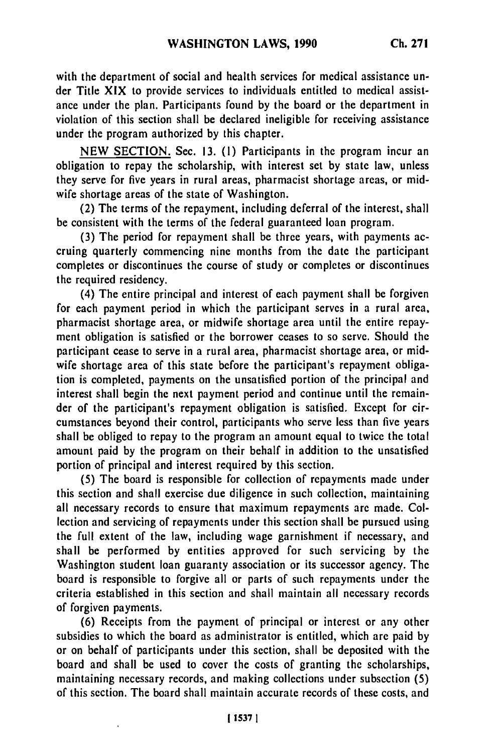with the department of social and health services for medical assistance under Title XIX to provide services to individuals entitled to medical assistance under the plan. Participants found by the board or the department in violation of this section shall be declared ineligible for receiving assistance under the program authorized by this chapter.

NEW SECTION. Sec. 13. (1) Participants in the program incur an obligation to repay the scholarship, with interest set by state law, unless they serve for five years in rural areas, pharmacist shortage areas, or midwife shortage areas of the state of Washington.

(2) The terms of the repayment, including deferral of the interest, shall be consistent with the terms of the federal guaranteed loan program.

(3) The period for repayment shall be three years, with payments accruing quarterly commencing nine months from the date the participant completes or discontinues the course of study or completes or discontinues the required residency.

(4) The entire principal and interest of each payment shall be forgiven for each payment period in which the participant serves in a rural area, pharmacist shortage area, or midwife shortage area until the entire repayment obligation is satisfied or the borrower ceases to so serve. Should the participant cease to serve in a rural area, pharmacist shortage area, or midwife shortage area of this state before the participant's repayment obligation is completed, payments on the unsatisfied portion of the principal and interest shall begin the next payment period and continue until the remainder of the participant's repayment obligation is satisfied. Except for circumstances beyond their control, participants who serve less than five years shall be obliged to repay to the program an amount equal to twice the total amount paid by the program on their behalf in addition to the unsatisfied portion of principal and interest required by this section.

(5) The board is responsible for collection of repayments made under this section and shall exercise due diligence in such collection, maintaining all necessary records to ensure that maximum repayments are made. Collection and servicing of repayments under this section shall be pursued using the full extent of the law, including wage garnishment if necessary, and shall be performed by entities approved for such servicing by the Washington student loan guaranty association or its successor agency. The board is responsible to forgive all or parts of such repayments under the criteria established in this section and shall maintain all necessary records of forgiven payments.

(6) Receipts from the payment of principal or interest or any other subsidies to which the board as administrator is entitled, which are paid by or on behalf of participants under this section, shall be deposited with the board and shall be used to cover the costs of granting the scholarships, maintaining necessary records, and making collections under subsection (5) of this section. The board shall maintain accurate records of these costs, and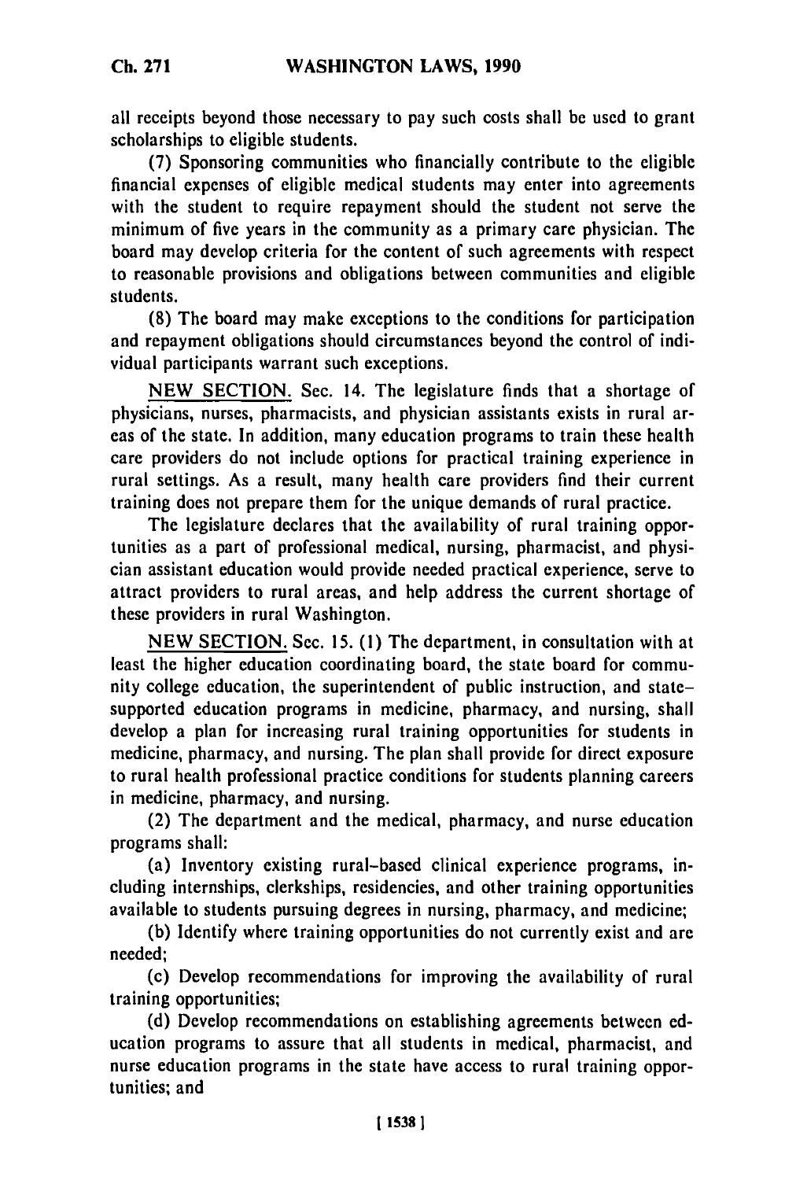all receipts beyond those necessary to pay such costs shall be used to grant scholarships to eligible students.

(7) Sponsoring communities who financially contribute to the eligible financial expenses of eligible medical students may enter into agreements with the student to require repayment should the student not serve the minimum of five years in the community as a primary care physician. The board may develop criteria for the content of such agreements with respect to reasonable provisions and obligations between communities and eligible students.

(8) The board may make exceptions to the conditions for participation and repayment obligations should circumstances beyond the control of individual participants warrant such exceptions.

NEW SECTION. Sec. 14. The legislature finds that a shortage of physicians, nurses, pharmacists, and physician assistants exists in rural areas of the state. In addition, many education programs to train these health care providers do not include options for practical training experience in rural settings. As a result, many health care providers find their current training does not prepare them for the unique demands of rural practice.

The legislature declares that the availability of rural training opportunities as a part of professional medical, nursing, pharmacist, and physician assistant education would provide needed practical experience, serve to attract providers to rural areas, and help address the current shortage of these providers in rural Washington.

NEW SECTION. Sec. 15. (1) The department, in consultation with at least the higher education coordinating board, the state board for community college education, the superintendent of public instruction, and state-supported education programs in medicine, pharmacy, and nursing, shall develop a plan for increasing rural training opportunities for students in medicine, pharmacy, and nursing. The plan shall provide for direct exposure to rural health professional practice conditions for students planning careers in medicine, pharmacy, and nursing.

(2) The department and the medical, pharmacy, and nurse education programs shall:

(a) Inventory existing rural-based clinical experience programs, including internships, clerkships, residencies, and other training opportunities available to students pursuing degrees in nursing, pharmacy, and medicine;

(b) Identify where training opportunities do not currently exist and are needed;

(c) Develop recommendations for improving the availability of rural training opportunities;

(d) Develop recommendations on establishing agreements between education programs to assure that all students in medical, pharmacist, and nurse education programs in the state have access to rural training opportunities; and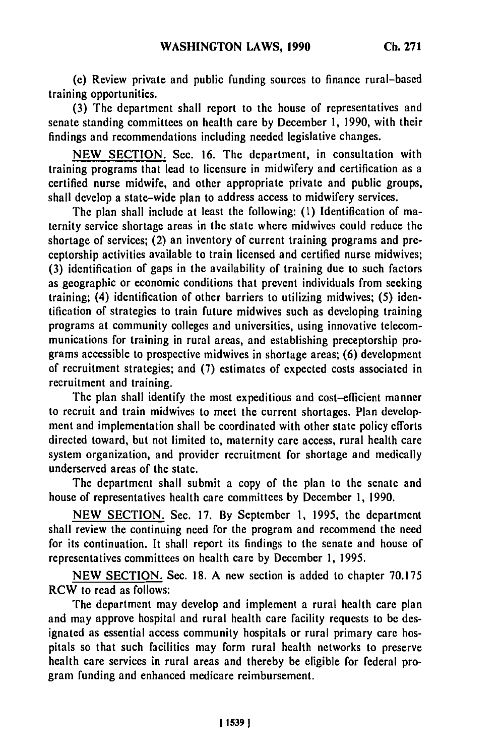(e) Review private and public funding sources to finance rural-based training opportunities.

(3) The department shall report to the house of representatives and senate standing committees on health care by December 1, 1990, with their findings and recommendations including needed legislative changes.

NEW SECTION. Sec. 16. The department, in consultation with training programs that lead to licensure in midwifery and certification as a certified nurse midwife, and other appropriate private and public groups, shall develop a state-wide plan to address access to midwifery services.

The plan shall include at least the following: (1) Identification of maternity service shortage areas in the state where midwives could reduce the shortage of services; (2) an inventory of current training programs and preceptorship activities available to train licensed and certified nurse midwives; (3) identification of gaps in the availability of training due to such factors as geographic or economic conditions that prevent individuals from seeking training; (4) identification of other barriers to utilizing midwives; (5) identification of strategies to train future midwives such as developing training programs at community colleges and universities, using innovative telecommunications for training in rural areas, and establishing preceptorship programs accessible to prospective midwives in shortage areas; (6) development of recruitment strategies; and (7) estimates of expected costs associated in recruitment and training.

The plan shall identify the most expeditious and cost-efficient manner to recruit and train midwives to meet the current shortages. Plan development and implementation shall be coordinated with other state policy efforts directed toward, but not limited to, maternity care access, rural health care system organization, and provider recruitment for shortage and medically underserved areas of the state.

The department shall submit a copy of the plan to the senate and house of representatives health care committees by December 1, 1990.

NEW SECTION. Sec. 17. By September 1, 1995, the department shall review the continuing need for the program and recommend the need for its continuation. It shall report its findings to the senate and house of representatives committees on health care by December 1, 1995.

NEW SECTION. Sec. 18. A new section is added to chapter 70.175 RCW to read as follows:

The department may develop and implement a rural health care plan and may approve hospital and rural health care facility requests to be designated as essential access community hospitals or rural primary care hospitals so that such facilities may form rural health networks to preserve health care services in rural areas and thereby be eligible for federal program funding and enhanced medicare reimbursement.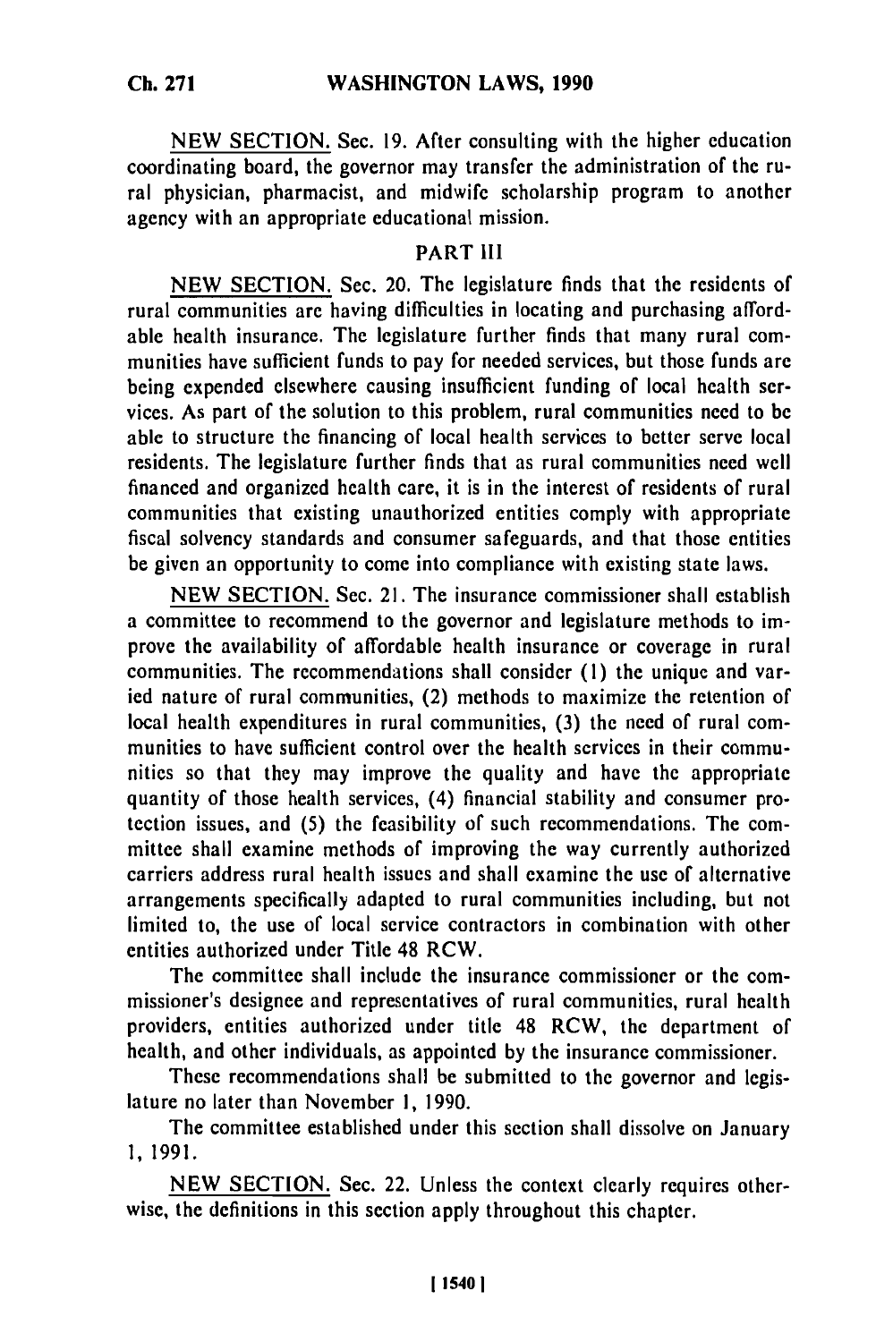NEW SECTION. Sec. 19. After consulting with the higher education coordinating board, the governor may transfer the administration of the rural physician, pharmacist, and midwife scholarship program to another agency with an appropriate educational mission.

## PART III

NEW SECTION. Sec. 20. The legislature finds that the residents of rural communities are having difficulties in locating and purchasing affordable health insurance. The legislature further finds that many rural communities have sufficient funds to pay for needed services, but those funds are being expended elsewhere causing insufficient funding of local health services. As part of the solution to this problem, rural communities need to be able to structure the financing of local health services to better serve local residents. The legislature further finds that as rural communities need well financed and organized health care, it is in the interest of residents of rural communities that existing unauthorized entities comply with appropriate fiscal solvency standards and consumer safeguards, and that those entities be given an opportunity to come into compliance with existing state laws.

NEW SECTION. Sec. 21. The insurance commissioner shall establish a committee to recommend to the governor and legislature methods to improve the availability of affordable health insurance or coverage in rural communities. The recommendations shall consider (1) the unique and varied nature of rural communities, (2) methods to maximize the retention of local health expenditures in rural communities, (3) the need of rural communities to have sufficient control over the health services in their communities so that they may improve the quality and have the appropriate quantity of those health services, (4) financial stability and consumer protection issues, and (5) the feasibility of such recommendations. The committee shall examine methods of improving the way currently authorized carriers address rural health issues and shall examine the use of alternative arrangements specifically adapted to rural communities including, but not limited to, the use of local service contractors in combination with other entities authorized under Title 48 RCW.

The committee shall include the insurance commissioner or the commissioner's designee and representatives of rural communities, rural health providers, entities authorized under title 48 RCW, the department of health, and other individuals, as appointed by the insurance commissioner.

These recommendations shall be submitted to the governor and legislature no later than November 1, 1990.

The committee established under this section shall dissolve on January 1, 1991.

NEW SECTION. Sec. 22. Unless the context clearly requires otherwise, the definitions in this section apply throughout this chapter.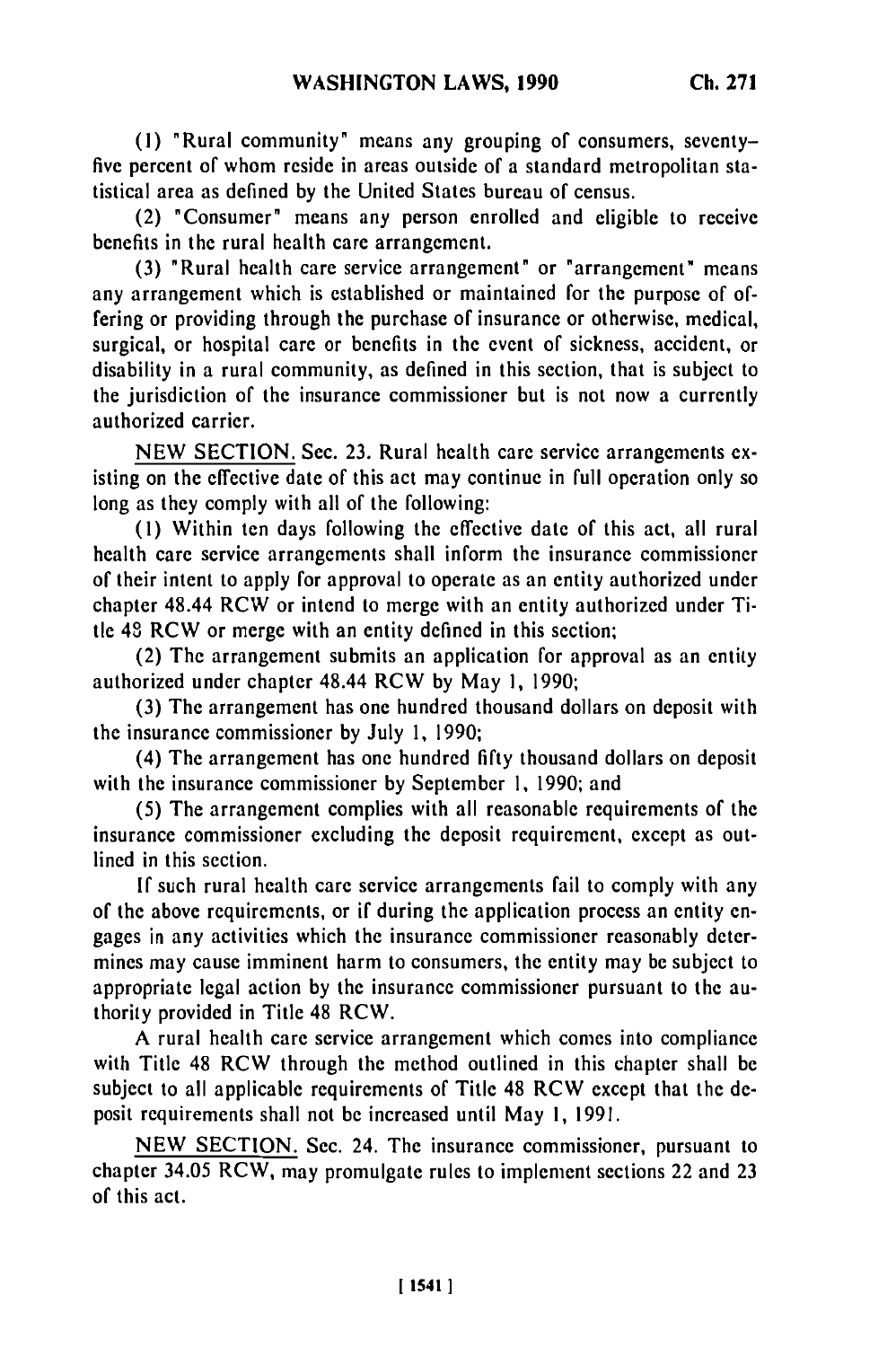(1) "Rural community" means any grouping of consumers, seventy-five percent of whom reside in areas outside of a standard metropolitan statistical area as defined by the United States bureau of census.

(2) "Consumer" means any person enrolled and eligible to receive benefits in the rural health care arrangement.

(3) "Rural health care service arrangement" or "arrangement" means any arrangement which is established or maintained for the purpose of offering or providing through the purchase of insurance or otherwise, medical, surgical, or hospital care or benefits in the event of sickness, accident, or disability in a rural community, as defined in this section, that is subject to the jurisdiction of the insurance commissioner but is not now a currently authorized carrier.

NEW SECTION. Sec. 23. Rural health care service arrangements existing on the effective date of this act may continue in full operation only so long as they comply with all of the following:

(1) Within ten days following the effective date of this act, all rural health care service arrangements shall inform the insurance commissioner of their intent to apply for approval to operate as an entity authorized under chapter 48.44 RCW or intend to merge with an entity authorized under Title 48 RCW or merge with an entity defined in this section;

(2) The arrangement submits an application for approval as an entity authorized under chapter 48.44 RCW by May 1, 1990;

(3) The arrangement has one hundred thousand dollars on deposit with the insurance commissioner by July 1, 1990;

(4) The arrangement has one hundred fifty thousand dollars on deposit with the insurance commissioner by September 1, 1990; and

(5) The arrangement complies with all reasonable requirements of the insurance commissioner excluding the deposit requirement, except as outlined in this section.

If such rural health care service arrangements fail to comply with any of the above requirements, or if during the application process an entity engages in any activities which the insurance commissioner reasonably determines may cause imminent harm to consumers, the entity may be subject to appropriate legal action by the insurance commissioner pursuant to the authority provided in Title 48 RCW.

A rural health care service arrangement which comes into compliance with Title 48 RCW through the method outlined in this chapter shall be subject to all applicable requirements of Title 48 RCW except that the deposit requirements shall not be increased until May 1, 1991.

NEW SECTION. Sec. 24. The insurance commissioner, pursuant to chapter 34.05 RCW, may promulgate rules to implement sections 22 and 23 of this act.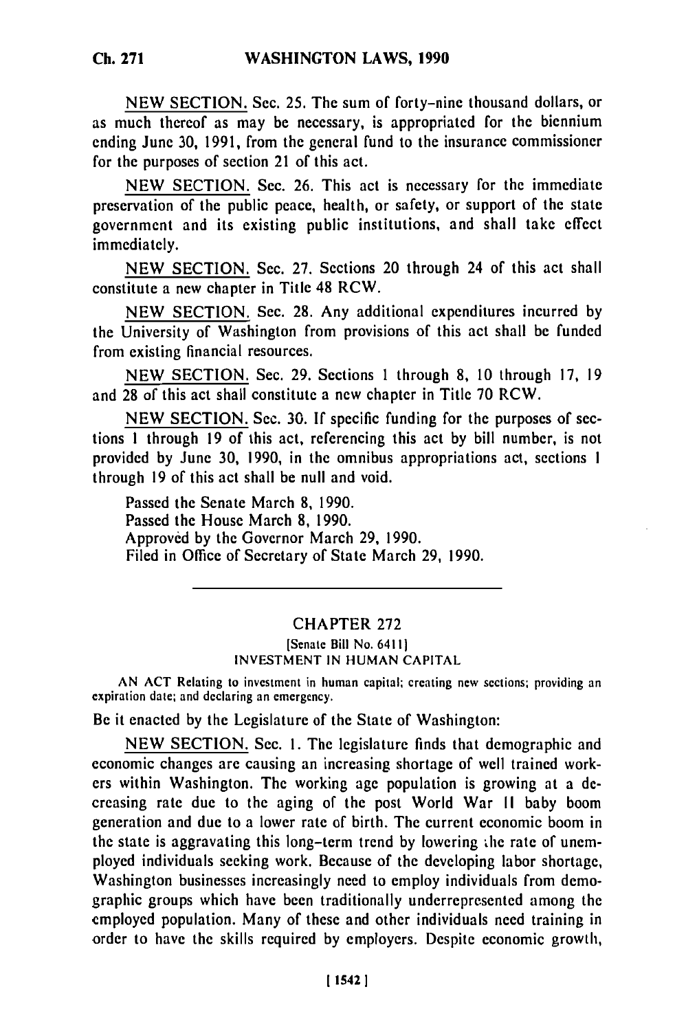NEW SECTION. Sec. 25. The sum of forty-nine thousand dollars, or as much thereof as may be necessary, is appropriated for the biennium ending June 30, 1991, from the general fund to the insurance commissioner for the purposes of section 21 of this act.

NEW SECTION. Sec. 26. This act is necessary for the immediate preservation of the public peace, health, or safety, or support of the state government and its existing public institutions, and shall take effect immediately.

NEW SECTION. Sec. 27. Sections 20 through 24 of this act shall constitute a new chapter in Title 48 RCW.

NEW SECTION. Sec. 28. Any additional expenditures incurred by the University of Washington from provisions of this act shall be funded from existing financial resources.

NEW SECTION. Sec. 29. Sections 1 through 8, 10 through 17, 19 and 28 of this act shall constitute a new chapter in Title 70 RCW.

NEW SECTION. Sec. 30. If specific funding for the purposes of sections 1 through 19 of this act, referencing this act by bill number, is not provided by June 30, 1990, in the omnibus appropriations act, sections 1 through 19 of this act shall be null and void.

Passed the Senate March 8, 1990.
Passed the House March 8, 1990.
Approved by the Governor March 29, 1990.
Filed in Office of Secretary of State March 29, 1990.

---

## CHAPTER 272

[Senate Bill No. 6411]

INVESTMENT IN HUMAN CAPITAL

AN ACT Relating to investment in human capital; creating new sections; providing an expiration date; and declaring an emergency.

Be it enacted by the Legislature of the State of Washington:

NEW SECTION. Sec. 1. The legislature finds that demographic and economic changes are causing an increasing shortage of well trained workers within Washington. The working age population is growing at a decreasing rate due to the aging of the post World War II baby boom generation and due to a lower rate of birth. The current economic boom in the state is aggravating this long-term trend by lowering the rate of unemployed individuals seeking work. Because of the developing labor shortage, Washington businesses increasingly need to employ individuals from demographic groups which have been traditionally underrepresented among the employed population. Many of these and other individuals need training in order to have the skills required by employers. Despite economic growth,